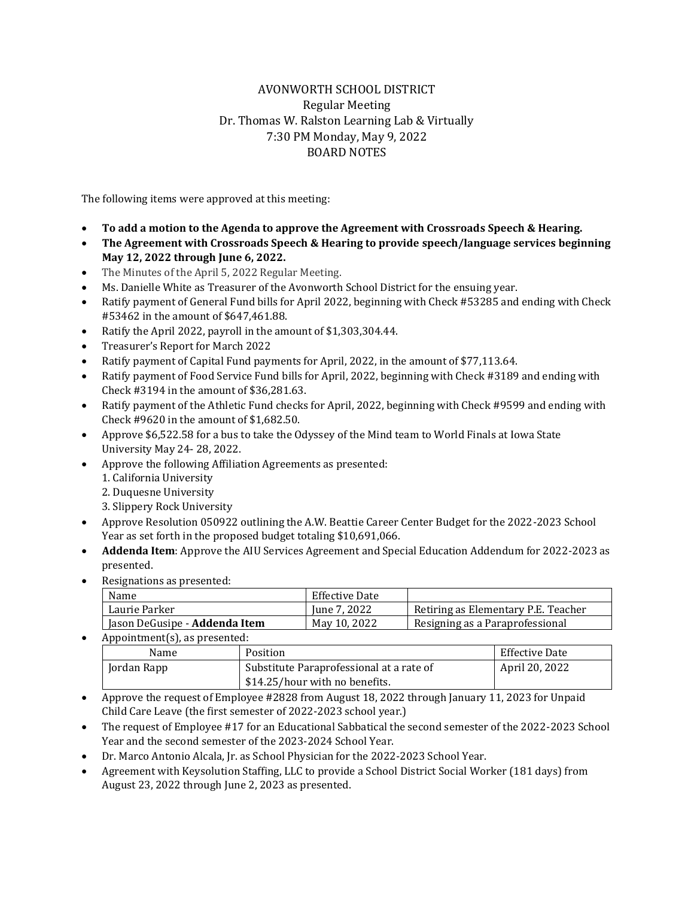AVONWORTH SCHOOL DISTRICT
Regular Meeting
Dr. Thomas W. Ralston Learning Lab & Virtually
7:30 PM Monday, May 9, 2022
BOARD NOTES

The following items were approved at this meeting:

- **To add a motion to the Agenda to approve the Agreement with Crossroads Speech & Hearing.**
- **The Agreement with Crossroads Speech & Hearing to provide speech/language services beginning May 12, 2022 through June 6, 2022.**
- The Minutes of the April 5, 2022 Regular Meeting.
- Ms. Danielle White as Treasurer of the Avonworth School District for the ensuing year.
- Ratify payment of General Fund bills for April 2022, beginning with Check #53285 and ending with Check #53462 in the amount of $647,461.88.
- Ratify the April 2022, payroll in the amount of $1,303,304.44.
- Treasurer's Report for March 2022
- Ratify payment of Capital Fund payments for April, 2022, in the amount of $77,113.64.
- Ratify payment of Food Service Fund bills for April, 2022, beginning with Check #3189 and ending with Check #3194 in the amount of $36,281.63.
- Ratify payment of the Athletic Fund checks for April, 2022, beginning with Check #9599 and ending with Check #9620 in the amount of $1,682.50.
- Approve $6,522.58 for a bus to take the Odyssey of the Mind team to World Finals at Iowa State University May 24- 28, 2022.
- Approve the following Affiliation Agreements as presented:
  1. California University
  2. Duquesne University
  3. Slippery Rock University
- Approve Resolution 050922 outlining the A.W. Beattie Career Center Budget for the 2022-2023 School Year as set forth in the proposed budget totaling $10,691,066.
- **Addenda Item**: Approve the AIU Services Agreement and Special Education Addendum for 2022-2023 as presented.
- Resignations as presented:

| Name | Effective Date | |
|---|---|---|
| Laurie Parker | June 7, 2022 | Retiring as Elementary P.E. Teacher |
| Jason DeGusipe - **Addenda Item** | May 10, 2022 | Resigning as a Paraprofessional |

- Appointment(s), as presented:

| Name | Position | Effective Date |
|---|---|---|
| Jordan Rapp | Substitute Paraprofessional at a rate of $14.25/hour with no benefits. | April 20, 2022 |

- Approve the request of Employee #2828 from August 18, 2022 through January 11, 2023 for Unpaid Child Care Leave (the first semester of 2022-2023 school year.)
- The request of Employee #17 for an Educational Sabbatical the second semester of the 2022-2023 School Year and the second semester of the 2023-2024 School Year.
- Dr. Marco Antonio Alcala, Jr. as School Physician for the 2022-2023 School Year.
- Agreement with Keysolution Staffing, LLC to provide a School District Social Worker (181 days) from August 23, 2022 through June 2, 2023 as presented.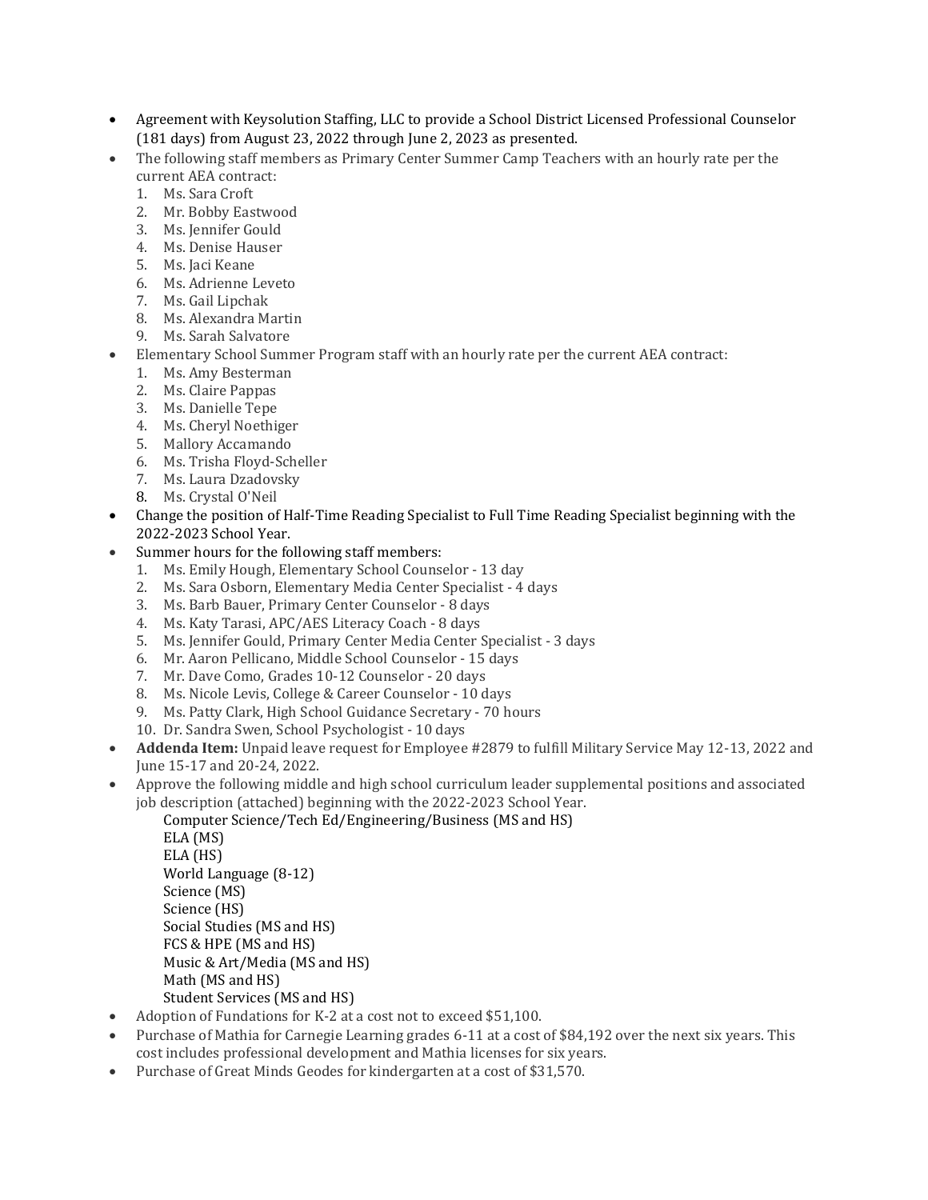- Agreement with Keysolution Staffing, LLC to provide a School District Licensed Professional Counselor (181 days) from August 23, 2022 through June 2, 2023 as presented.
- The following staff members as Primary Center Summer Camp Teachers with an hourly rate per the current AEA contract:
  1. Ms. Sara Croft
  2. Mr. Bobby Eastwood
  3. Ms. Jennifer Gould
  4. Ms. Denise Hauser
  5. Ms. Jaci Keane
  6. Ms. Adrienne Leveto
  7. Ms. Gail Lipchak
  8. Ms. Alexandra Martin
  9. Ms. Sarah Salvatore
- Elementary School Summer Program staff with an hourly rate per the current AEA contract:
  1. Ms. Amy Besterman
  2. Ms. Claire Pappas
  3. Ms. Danielle Tepe
  4. Ms. Cheryl Noethiger
  5. Mallory Accamando
  6. Ms. Trisha Floyd-Scheller
  7. Ms. Laura Dzadovsky
  8. Ms. Crystal O'Neil
- Change the position of Half-Time Reading Specialist to Full Time Reading Specialist beginning with the 2022-2023 School Year.
- Summer hours for the following staff members:
  1. Ms. Emily Hough, Elementary School Counselor - 13 day
  2. Ms. Sara Osborn, Elementary Media Center Specialist - 4 days
  3. Ms. Barb Bauer, Primary Center Counselor - 8 days
  4. Ms. Katy Tarasi, APC/AES Literacy Coach - 8 days
  5. Ms. Jennifer Gould, Primary Center Media Center Specialist - 3 days
  6. Mr. Aaron Pellicano, Middle School Counselor - 15 days
  7. Mr. Dave Como, Grades 10-12 Counselor - 20 days
  8. Ms. Nicole Levis, College & Career Counselor - 10 days
  9. Ms. Patty Clark, High School Guidance Secretary - 70 hours
  10. Dr. Sandra Swen, School Psychologist - 10 days
- **Addenda Item:** Unpaid leave request for Employee #2879 to fulfill Military Service May 12-13, 2022 and June 15-17 and 20-24, 2022.
- Approve the following middle and high school curriculum leader supplemental positions and associated job description (attached) beginning with the 2022-2023 School Year.

  Computer Science/Tech Ed/Engineering/Business (MS and HS)
  ELA (MS)
  ELA (HS)
  World Language (8-12)
  Science (MS)
  Science (HS)
  Social Studies (MS and HS)
  FCS & HPE (MS and HS)
  Music & Art/Media (MS and HS)
  Math (MS and HS)
  Student Services (MS and HS)
- Adoption of Fundations for K-2 at a cost not to exceed $51,100.
- Purchase of Mathia for Carnegie Learning grades 6-11 at a cost of $84,192 over the next six years. This cost includes professional development and Mathia licenses for six years.
- Purchase of Great Minds Geodes for kindergarten at a cost of $31,570.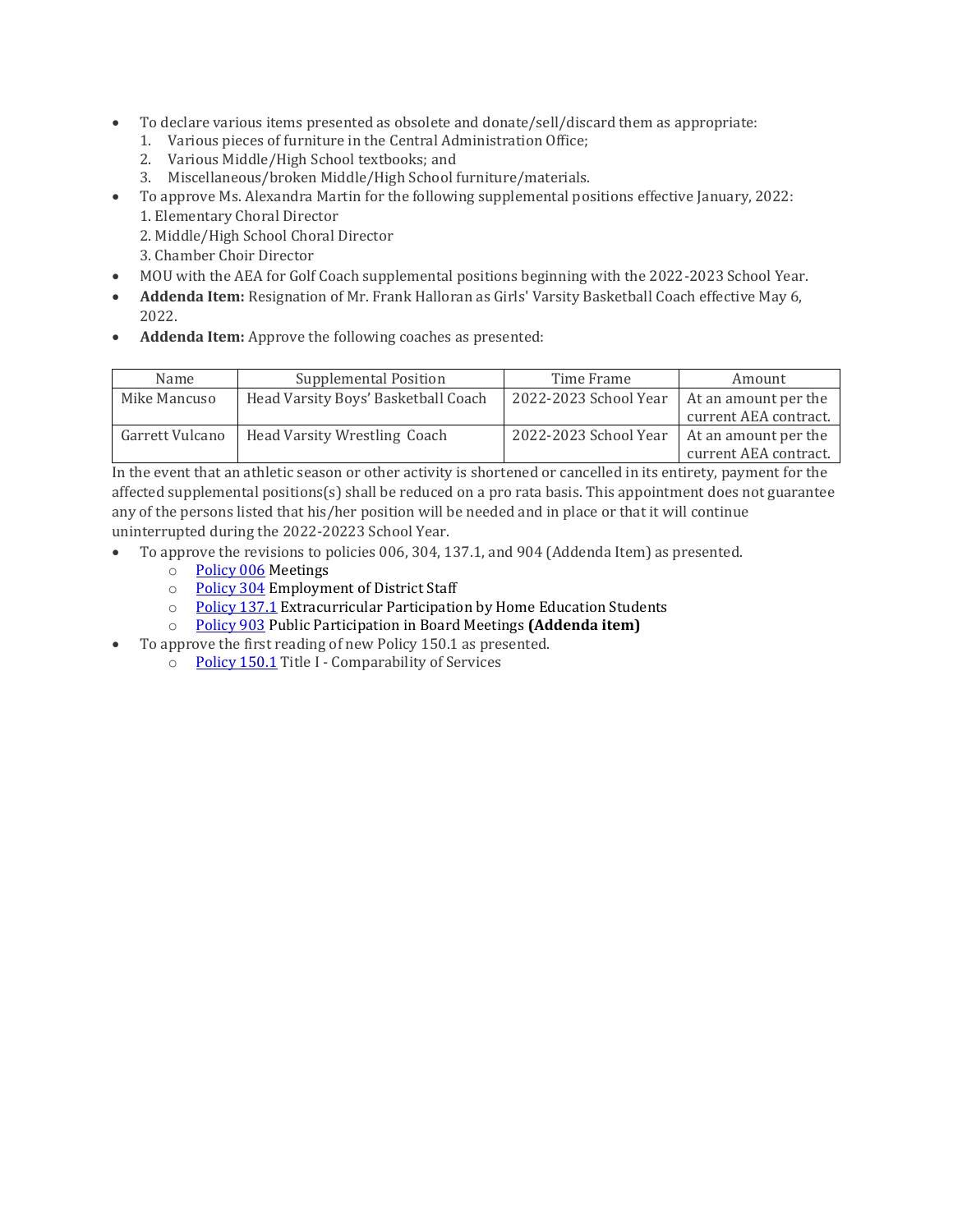- To declare various items presented as obsolete and donate/sell/discard them as appropriate:
  1. Various pieces of furniture in the Central Administration Office;
  2. Various Middle/High School textbooks; and
  3. Miscellaneous/broken Middle/High School furniture/materials.
- To approve Ms. Alexandra Martin for the following supplemental positions effective January, 2022:
  1. Elementary Choral Director
  2. Middle/High School Choral Director
  3. Chamber Choir Director
- MOU with the AEA for Golf Coach supplemental positions beginning with the 2022-2023 School Year.
- **Addenda Item:** Resignation of Mr. Frank Halloran as Girls' Varsity Basketball Coach effective May 6, 2022.
- **Addenda Item:** Approve the following coaches as presented:

| Name | Supplemental Position | Time Frame | Amount |
|---|---|---|---|
| Mike Mancuso | Head Varsity Boys' Basketball Coach | 2022-2023 School Year | At an amount per the current AEA contract. |
| Garrett Vulcano | Head Varsity Wrestling Coach | 2022-2023 School Year | At an amount per the current AEA contract. |

In the event that an athletic season or other activity is shortened or cancelled in its entirety, payment for the affected supplemental positions(s) shall be reduced on a pro rata basis. This appointment does not guarantee any of the persons listed that his/her position will be needed and in place or that it will continue uninterrupted during the 2022-20223 School Year.

- To approve the revisions to policies 006, 304, 137.1, and 904 (Addenda Item) as presented.
  - Policy 006 Meetings
  - Policy 304 Employment of District Staff
  - Policy 137.1 Extracurricular Participation by Home Education Students
  - Policy 903 Public Participation in Board Meetings **(Addenda item)**
- To approve the first reading of new Policy 150.1 as presented.
  - Policy 150.1 Title I - Comparability of Services